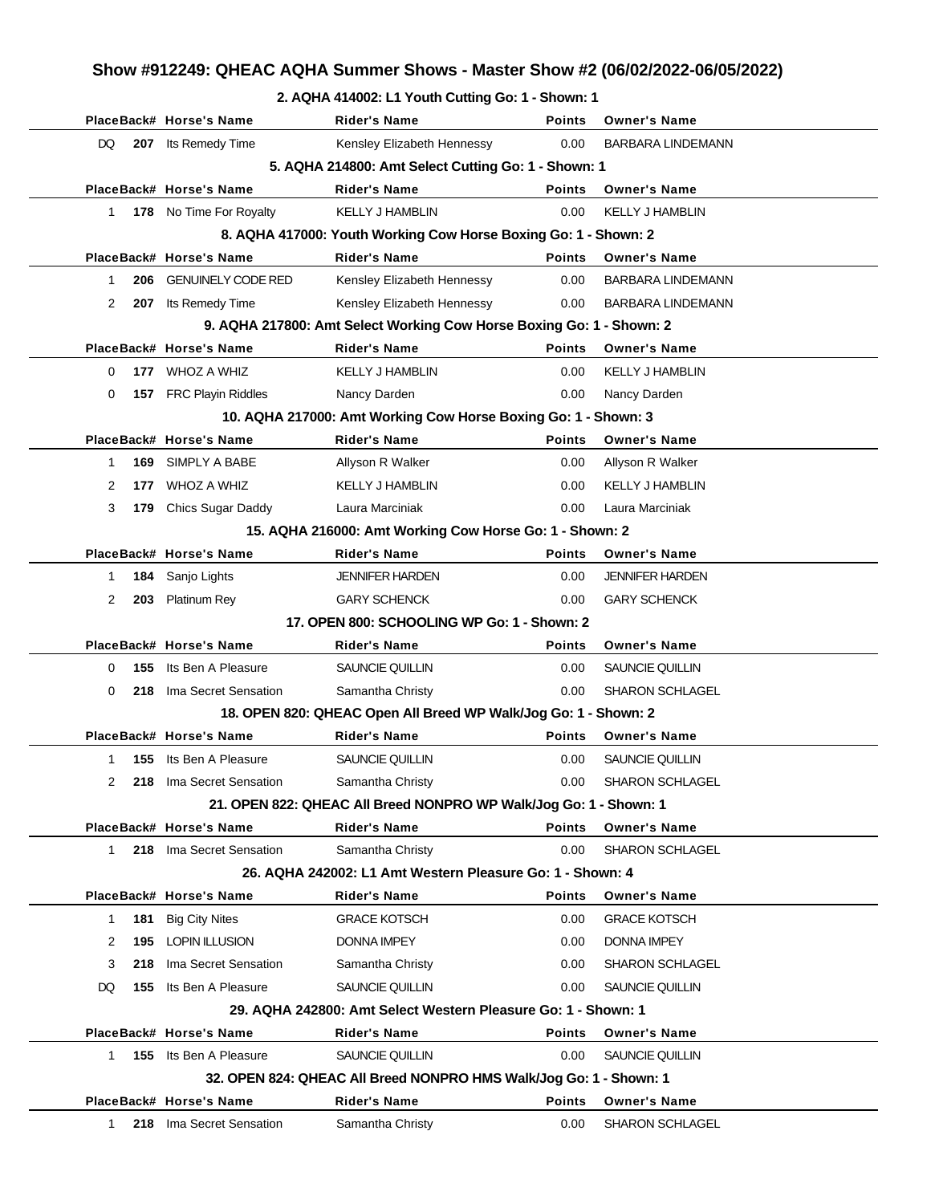# Show #912249: QHEAC AQHA Summer Shows - Master Show #2 (06/02/2022-06/05/2022)

### 2. AQHA 414002: L1 Youth Cutting Go: 1 - Shown: 1

| Place | Back# | Horse's Name | Rider's Name | Points | Owner's Name |
|---|---|---|---|---|---|
| DQ | 207 | Its Remedy Time | Kensley Elizabeth Hennessy | 0.00 | BARBARA LINDEMANN |

### 5. AQHA 214800: Amt Select Cutting Go: 1 - Shown: 1

| Place | Back# | Horse's Name | Rider's Name | Points | Owner's Name |
|---|---|---|---|---|---|
| 1 | 178 | No Time For Royalty | KELLY J HAMBLIN | 0.00 | KELLY J HAMBLIN |

### 8. AQHA 417000: Youth Working Cow Horse Boxing Go: 1 - Shown: 2

| Place | Back# | Horse's Name | Rider's Name | Points | Owner's Name |
|---|---|---|---|---|---|
| 1 | 206 | GENUINELY CODE RED | Kensley Elizabeth Hennessy | 0.00 | BARBARA LINDEMANN |
| 2 | 207 | Its Remedy Time | Kensley Elizabeth Hennessy | 0.00 | BARBARA LINDEMANN |

### 9. AQHA 217800: Amt Select Working Cow Horse Boxing Go: 1 - Shown: 2

| Place | Back# | Horse's Name | Rider's Name | Points | Owner's Name |
|---|---|---|---|---|---|
| 0 | 177 | WHOZ A WHIZ | KELLY J HAMBLIN | 0.00 | KELLY J HAMBLIN |
| 0 | 157 | FRC Playin Riddles | Nancy Darden | 0.00 | Nancy Darden |

### 10. AQHA 217000: Amt Working Cow Horse Boxing Go: 1 - Shown: 3

| Place | Back# | Horse's Name | Rider's Name | Points | Owner's Name |
|---|---|---|---|---|---|
| 1 | 169 | SIMPLY A BABE | Allyson R Walker | 0.00 | Allyson R Walker |
| 2 | 177 | WHOZ A WHIZ | KELLY J HAMBLIN | 0.00 | KELLY J HAMBLIN |
| 3 | 179 | Chics Sugar Daddy | Laura Marciniak | 0.00 | Laura Marciniak |

### 15. AQHA 216000: Amt Working Cow Horse Go: 1 - Shown: 2

| Place | Back# | Horse's Name | Rider's Name | Points | Owner's Name |
|---|---|---|---|---|---|
| 1 | 184 | Sanjo Lights | JENNIFER HARDEN | 0.00 | JENNIFER HARDEN |
| 2 | 203 | Platinum Rey | GARY SCHENCK | 0.00 | GARY SCHENCK |

### 17. OPEN 800: SCHOOLING WP Go: 1 - Shown: 2

| Place | Back# | Horse's Name | Rider's Name | Points | Owner's Name |
|---|---|---|---|---|---|
| 0 | 155 | Its Ben A Pleasure | SAUNCIE QUILLIN | 0.00 | SAUNCIE QUILLIN |
| 0 | 218 | Ima Secret Sensation | Samantha Christy | 0.00 | SHARON SCHLAGEL |

### 18. OPEN 820: QHEAC Open All Breed WP Walk/Jog Go: 1 - Shown: 2

| Place | Back# | Horse's Name | Rider's Name | Points | Owner's Name |
|---|---|---|---|---|---|
| 1 | 155 | Its Ben A Pleasure | SAUNCIE QUILLIN | 0.00 | SAUNCIE QUILLIN |
| 2 | 218 | Ima Secret Sensation | Samantha Christy | 0.00 | SHARON SCHLAGEL |

### 21. OPEN 822: QHEAC All Breed NONPRO WP Walk/Jog Go: 1 - Shown: 1

| Place | Back# | Horse's Name | Rider's Name | Points | Owner's Name |
|---|---|---|---|---|---|
| 1 | 218 | Ima Secret Sensation | Samantha Christy | 0.00 | SHARON SCHLAGEL |

### 26. AQHA 242002: L1 Amt Western Pleasure Go: 1 - Shown: 4

| Place | Back# | Horse's Name | Rider's Name | Points | Owner's Name |
|---|---|---|---|---|---|
| 1 | 181 | Big City Nites | GRACE KOTSCH | 0.00 | GRACE KOTSCH |
| 2 | 195 | LOPIN ILLUSION | DONNA IMPEY | 0.00 | DONNA IMPEY |
| 3 | 218 | Ima Secret Sensation | Samantha Christy | 0.00 | SHARON SCHLAGEL |
| DQ | 155 | Its Ben A Pleasure | SAUNCIE QUILLIN | 0.00 | SAUNCIE QUILLIN |

### 29. AQHA 242800: Amt Select Western Pleasure Go: 1 - Shown: 1

| Place | Back# | Horse's Name | Rider's Name | Points | Owner's Name |
|---|---|---|---|---|---|
| 1 | 155 | Its Ben A Pleasure | SAUNCIE QUILLIN | 0.00 | SAUNCIE QUILLIN |

### 32. OPEN 824: QHEAC All Breed NONPRO HMS Walk/Jog Go: 1 - Shown: 1

| Place | Back# | Horse's Name | Rider's Name | Points | Owner's Name |
|---|---|---|---|---|---|
| 1 | 218 | Ima Secret Sensation | Samantha Christy | 0.00 | SHARON SCHLAGEL |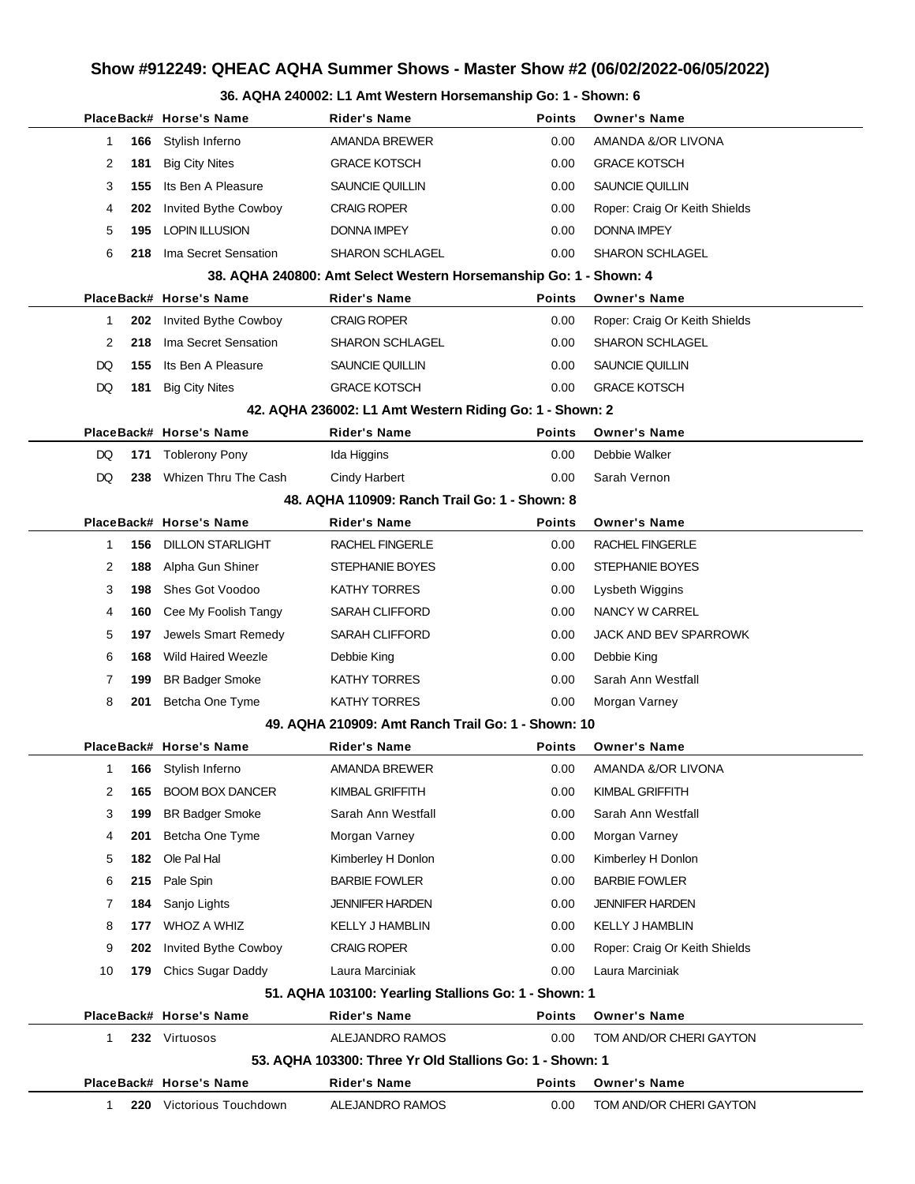# Show #912249: QHEAC AQHA Summer Shows - Master Show #2 (06/02/2022-06/05/2022)

### 36. AQHA 240002: L1 Amt Western Horsemanship Go: 1 - Shown: 6

| Place | Back# | Horse's Name | Rider's Name | Points | Owner's Name |
|---|---|---|---|---|---|
| 1 | 166 | Stylish Inferno | AMANDA BREWER | 0.00 | AMANDA &/OR LIVONA |
| 2 | 181 | Big City Nites | GRACE KOTSCH | 0.00 | GRACE KOTSCH |
| 3 | 155 | Its Ben A Pleasure | SAUNCIE QUILLIN | 0.00 | SAUNCIE QUILLIN |
| 4 | 202 | Invited Bythe Cowboy | CRAIG ROPER | 0.00 | Roper: Craig Or Keith Shields |
| 5 | 195 | LOPIN ILLUSION | DONNA IMPEY | 0.00 | DONNA IMPEY |
| 6 | 218 | Ima Secret Sensation | SHARON SCHLAGEL | 0.00 | SHARON SCHLAGEL |

### 38. AQHA 240800: Amt Select Western Horsemanship Go: 1 - Shown: 4

| Place | Back# | Horse's Name | Rider's Name | Points | Owner's Name |
|---|---|---|---|---|---|
| 1 | 202 | Invited Bythe Cowboy | CRAIG ROPER | 0.00 | Roper: Craig Or Keith Shields |
| 2 | 218 | Ima Secret Sensation | SHARON SCHLAGEL | 0.00 | SHARON SCHLAGEL |
| DQ | 155 | Its Ben A Pleasure | SAUNCIE QUILLIN | 0.00 | SAUNCIE QUILLIN |
| DQ | 181 | Big City Nites | GRACE KOTSCH | 0.00 | GRACE KOTSCH |

### 42. AQHA 236002: L1 Amt Western Riding Go: 1 - Shown: 2

| Place | Back# | Horse's Name | Rider's Name | Points | Owner's Name |
|---|---|---|---|---|---|
| DQ | 171 | Toblerony Pony | Ida Higgins | 0.00 | Debbie Walker |
| DQ | 238 | Whizen Thru The Cash | Cindy Harbert | 0.00 | Sarah Vernon |

### 48. AQHA 110909: Ranch Trail Go: 1 - Shown: 8

| Place | Back# | Horse's Name | Rider's Name | Points | Owner's Name |
|---|---|---|---|---|---|
| 1 | 156 | DILLON STARLIGHT | RACHEL FINGERLE | 0.00 | RACHEL FINGERLE |
| 2 | 188 | Alpha Gun Shiner | STEPHANIE BOYES | 0.00 | STEPHANIE BOYES |
| 3 | 198 | Shes Got Voodoo | KATHY TORRES | 0.00 | Lysbeth Wiggins |
| 4 | 160 | Cee My Foolish Tangy | SARAH CLIFFORD | 0.00 | NANCY W CARREL |
| 5 | 197 | Jewels Smart Remedy | SARAH CLIFFORD | 0.00 | JACK AND BEV SPARROWK |
| 6 | 168 | Wild Haired Weezle | Debbie King | 0.00 | Debbie King |
| 7 | 199 | BR Badger Smoke | KATHY TORRES | 0.00 | Sarah Ann Westfall |
| 8 | 201 | Betcha One Tyme | KATHY TORRES | 0.00 | Morgan Varney |

### 49. AQHA 210909: Amt Ranch Trail Go: 1 - Shown: 10

| Place | Back# | Horse's Name | Rider's Name | Points | Owner's Name |
|---|---|---|---|---|---|
| 1 | 166 | Stylish Inferno | AMANDA BREWER | 0.00 | AMANDA &/OR LIVONA |
| 2 | 165 | BOOM BOX DANCER | KIMBAL GRIFFITH | 0.00 | KIMBAL GRIFFITH |
| 3 | 199 | BR Badger Smoke | Sarah Ann Westfall | 0.00 | Sarah Ann Westfall |
| 4 | 201 | Betcha One Tyme | Morgan Varney | 0.00 | Morgan Varney |
| 5 | 182 | Ole Pal Hal | Kimberley H Donlon | 0.00 | Kimberley H Donlon |
| 6 | 215 | Pale Spin | BARBIE FOWLER | 0.00 | BARBIE FOWLER |
| 7 | 184 | Sanjo Lights | JENNIFER HARDEN | 0.00 | JENNIFER HARDEN |
| 8 | 177 | WHOZ A WHIZ | KELLY J HAMBLIN | 0.00 | KELLY J HAMBLIN |
| 9 | 202 | Invited Bythe Cowboy | CRAIG ROPER | 0.00 | Roper: Craig Or Keith Shields |
| 10 | 179 | Chics Sugar Daddy | Laura Marciniak | 0.00 | Laura Marciniak |

### 51. AQHA 103100: Yearling Stallions Go: 1 - Shown: 1

| Place | Back# | Horse's Name | Rider's Name | Points | Owner's Name |
|---|---|---|---|---|---|
| 1 | 232 | Virtuosos | ALEJANDRO RAMOS | 0.00 | TOM AND/OR CHERI GAYTON |

### 53. AQHA 103300: Three Yr Old Stallions Go: 1 - Shown: 1

| Place | Back# | Horse's Name | Rider's Name | Points | Owner's Name |
|---|---|---|---|---|---|
| 1 | 220 | Victorious Touchdown | ALEJANDRO RAMOS | 0.00 | TOM AND/OR CHERI GAYTON |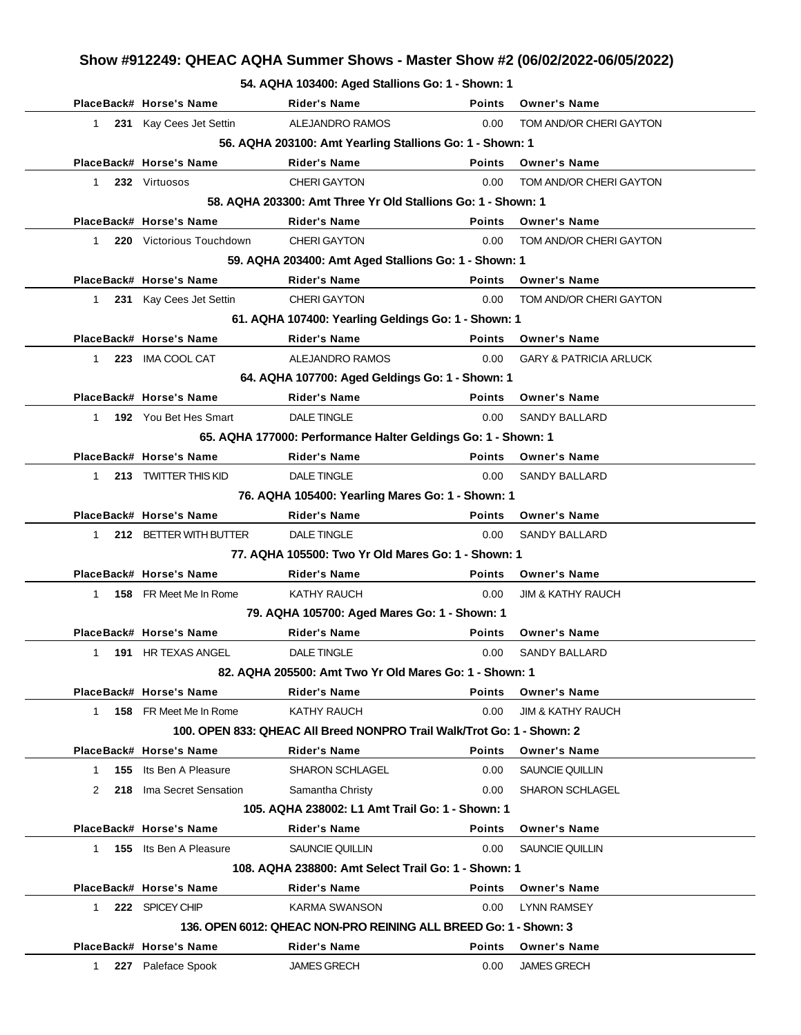# Show #912249: QHEAC AQHA Summer Shows - Master Show #2 (06/02/2022-06/05/2022)

### 54. AQHA 103400: Aged Stallions Go: 1 - Shown: 1

| Place | Back# | Horse's Name | Rider's Name | Points | Owner's Name |
|---|---|---|---|---|---|
| 1 | 231 | Kay Cees Jet Settin | ALEJANDRO RAMOS | 0.00 | TOM AND/OR CHERI GAYTON |

### 56. AQHA 203100: Amt Yearling Stallions Go: 1 - Shown: 1

| Place | Back# | Horse's Name | Rider's Name | Points | Owner's Name |
|---|---|---|---|---|---|
| 1 | 232 | Virtuosos | CHERI GAYTON | 0.00 | TOM AND/OR CHERI GAYTON |

### 58. AQHA 203300: Amt Three Yr Old Stallions Go: 1 - Shown: 1

| Place | Back# | Horse's Name | Rider's Name | Points | Owner's Name |
|---|---|---|---|---|---|
| 1 | 220 | Victorious Touchdown | CHERI GAYTON | 0.00 | TOM AND/OR CHERI GAYTON |

### 59. AQHA 203400: Amt Aged Stallions Go: 1 - Shown: 1

| Place | Back# | Horse's Name | Rider's Name | Points | Owner's Name |
|---|---|---|---|---|---|
| 1 | 231 | Kay Cees Jet Settin | CHERI GAYTON | 0.00 | TOM AND/OR CHERI GAYTON |

### 61. AQHA 107400: Yearling Geldings Go: 1 - Shown: 1

| Place | Back# | Horse's Name | Rider's Name | Points | Owner's Name |
|---|---|---|---|---|---|
| 1 | 223 | IMA COOL CAT | ALEJANDRO RAMOS | 0.00 | GARY & PATRICIA ARLUCK |

### 64. AQHA 107700: Aged Geldings Go: 1 - Shown: 1

| Place | Back# | Horse's Name | Rider's Name | Points | Owner's Name |
|---|---|---|---|---|---|
| 1 | 192 | You Bet Hes Smart | DALE TINGLE | 0.00 | SANDY BALLARD |

### 65. AQHA 177000: Performance Halter Geldings Go: 1 - Shown: 1

| Place | Back# | Horse's Name | Rider's Name | Points | Owner's Name |
|---|---|---|---|---|---|
| 1 | 213 | TWITTER THIS KID | DALE TINGLE | 0.00 | SANDY BALLARD |

### 76. AQHA 105400: Yearling Mares Go: 1 - Shown: 1

| Place | Back# | Horse's Name | Rider's Name | Points | Owner's Name |
|---|---|---|---|---|---|
| 1 | 212 | BETTER WITH BUTTER | DALE TINGLE | 0.00 | SANDY BALLARD |

### 77. AQHA 105500: Two Yr Old Mares Go: 1 - Shown: 1

| Place | Back# | Horse's Name | Rider's Name | Points | Owner's Name |
|---|---|---|---|---|---|
| 1 | 158 | FR Meet Me In Rome | KATHY RAUCH | 0.00 | JIM & KATHY RAUCH |

### 79. AQHA 105700: Aged Mares Go: 1 - Shown: 1

| Place | Back# | Horse's Name | Rider's Name | Points | Owner's Name |
|---|---|---|---|---|---|
| 1 | 191 | HR TEXAS ANGEL | DALE TINGLE | 0.00 | SANDY BALLARD |

### 82. AQHA 205500: Amt Two Yr Old Mares Go: 1 - Shown: 1

| Place | Back# | Horse's Name | Rider's Name | Points | Owner's Name |
|---|---|---|---|---|---|
| 1 | 158 | FR Meet Me In Rome | KATHY RAUCH | 0.00 | JIM & KATHY RAUCH |

### 100. OPEN 833: QHEAC All Breed NONPRO Trail Walk/Trot Go: 1 - Shown: 2

| Place | Back# | Horse's Name | Rider's Name | Points | Owner's Name |
|---|---|---|---|---|---|
| 1 | 155 | Its Ben A Pleasure | SHARON SCHLAGEL | 0.00 | SAUNCIE QUILLIN |
| 2 | 218 | Ima Secret Sensation | Samantha Christy | 0.00 | SHARON SCHLAGEL |

### 105. AQHA 238002: L1 Amt Trail Go: 1 - Shown: 1

| Place | Back# | Horse's Name | Rider's Name | Points | Owner's Name |
|---|---|---|---|---|---|
| 1 | 155 | Its Ben A Pleasure | SAUNCIE QUILLIN | 0.00 | SAUNCIE QUILLIN |

### 108. AQHA 238800: Amt Select Trail Go: 1 - Shown: 1

| Place | Back# | Horse's Name | Rider's Name | Points | Owner's Name |
|---|---|---|---|---|---|
| 1 | 222 | SPICEY CHIP | KARMA SWANSON | 0.00 | LYNN RAMSEY |

### 136. OPEN 6012: QHEAC NON-PRO REINING ALL BREED Go: 1 - Shown: 3

| Place | Back# | Horse's Name | Rider's Name | Points | Owner's Name |
|---|---|---|---|---|---|
| 1 | 227 | Paleface Spook | JAMES GRECH | 0.00 | JAMES GRECH |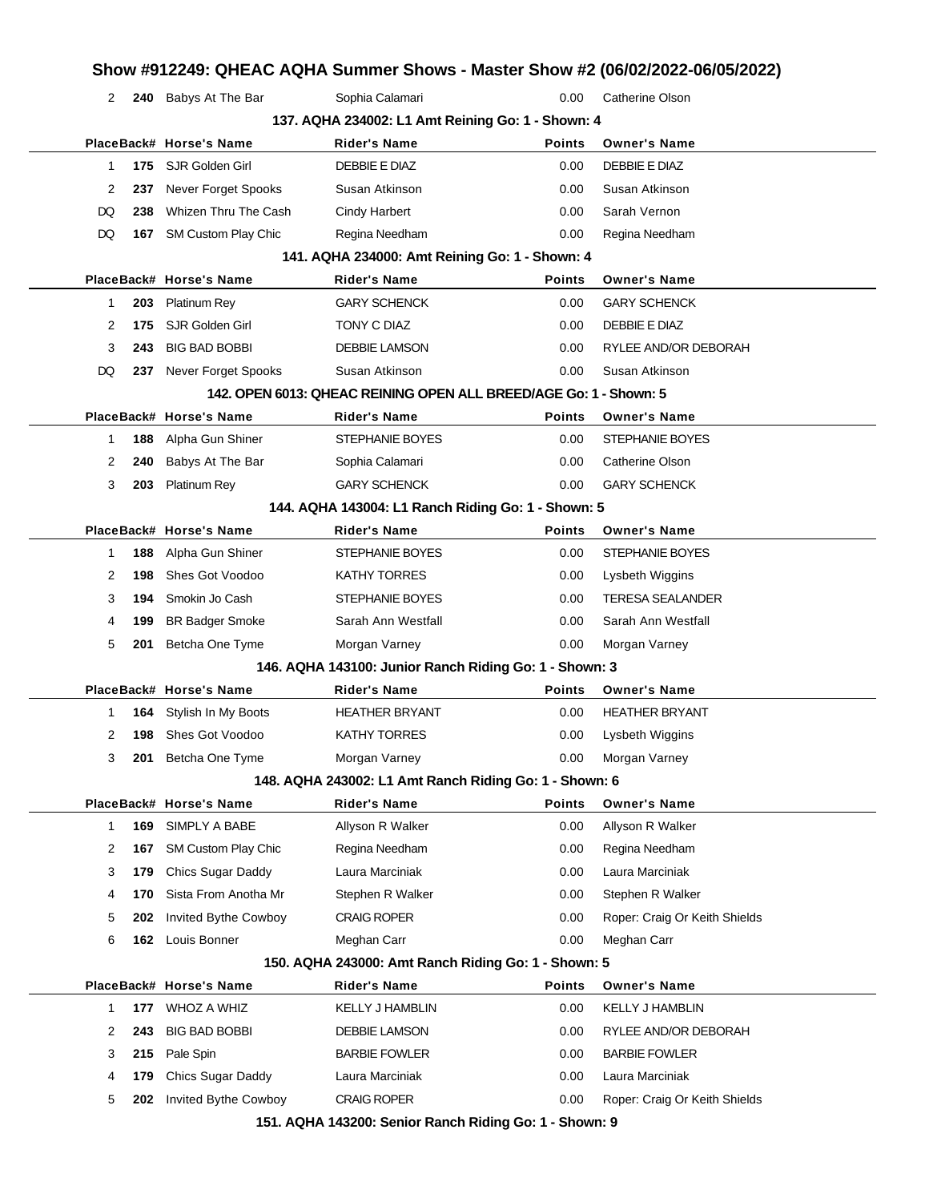| Place | Back# | Horse's Name | Rider's Name | Points | Owner's Name |
|---|---|---|---|---|---|
| 2 | **240** | Babys At The Bar | Sophia Calamari | 0.00 | Catherine Olson |

### 137. AQHA 234002: L1 Amt Reining Go: 1 - Shown: 4

| Place | Back# | Horse's Name | Rider's Name | Points | Owner's Name |
|---|---|---|---|---|---|
| 1 | **175** | SJR Golden Girl | DEBBIE E DIAZ | 0.00 | DEBBIE E DIAZ |
| 2 | **237** | Never Forget Spooks | Susan Atkinson | 0.00 | Susan Atkinson |
| DQ | **238** | Whizen Thru The Cash | Cindy Harbert | 0.00 | Sarah Vernon |
| DQ | **167** | SM Custom Play Chic | Regina Needham | 0.00 | Regina Needham |

### 141. AQHA 234000: Amt Reining Go: 1 - Shown: 4

| Place | Back# | Horse's Name | Rider's Name | Points | Owner's Name |
|---|---|---|---|---|---|
| 1 | **203** | Platinum Rey | GARY SCHENCK | 0.00 | GARY SCHENCK |
| 2 | **175** | SJR Golden Girl | TONY C DIAZ | 0.00 | DEBBIE E DIAZ |
| 3 | **243** | BIG BAD BOBBI | DEBBIE LAMSON | 0.00 | RYLEE AND/OR DEBORAH |
| DQ | **237** | Never Forget Spooks | Susan Atkinson | 0.00 | Susan Atkinson |

### 142. OPEN 6013: QHEAC REINING OPEN ALL BREED/AGE Go: 1 - Shown: 5

| Place | Back# | Horse's Name | Rider's Name | Points | Owner's Name |
|---|---|---|---|---|---|
| 1 | **188** | Alpha Gun Shiner | STEPHANIE BOYES | 0.00 | STEPHANIE BOYES |
| 2 | **240** | Babys At The Bar | Sophia Calamari | 0.00 | Catherine Olson |
| 3 | **203** | Platinum Rey | GARY SCHENCK | 0.00 | GARY SCHENCK |

### 144. AQHA 143004: L1 Ranch Riding Go: 1 - Shown: 5

| Place | Back# | Horse's Name | Rider's Name | Points | Owner's Name |
|---|---|---|---|---|---|
| 1 | **188** | Alpha Gun Shiner | STEPHANIE BOYES | 0.00 | STEPHANIE BOYES |
| 2 | **198** | Shes Got Voodoo | KATHY TORRES | 0.00 | Lysbeth Wiggins |
| 3 | **194** | Smokin Jo Cash | STEPHANIE BOYES | 0.00 | TERESA SEALANDER |
| 4 | **199** | BR Badger Smoke | Sarah Ann Westfall | 0.00 | Sarah Ann Westfall |
| 5 | **201** | Betcha One Tyme | Morgan Varney | 0.00 | Morgan Varney |

### 146. AQHA 143100: Junior Ranch Riding Go: 1 - Shown: 3

| Place | Back# | Horse's Name | Rider's Name | Points | Owner's Name |
|---|---|---|---|---|---|
| 1 | **164** | Stylish In My Boots | HEATHER BRYANT | 0.00 | HEATHER BRYANT |
| 2 | **198** | Shes Got Voodoo | KATHY TORRES | 0.00 | Lysbeth Wiggins |
| 3 | **201** | Betcha One Tyme | Morgan Varney | 0.00 | Morgan Varney |

### 148. AQHA 243002: L1 Amt Ranch Riding Go: 1 - Shown: 6

| Place | Back# | Horse's Name | Rider's Name | Points | Owner's Name |
|---|---|---|---|---|---|
| 1 | **169** | SIMPLY A BABE | Allyson R Walker | 0.00 | Allyson R Walker |
| 2 | **167** | SM Custom Play Chic | Regina Needham | 0.00 | Regina Needham |
| 3 | **179** | Chics Sugar Daddy | Laura Marciniak | 0.00 | Laura Marciniak |
| 4 | **170** | Sista From Anotha Mr | Stephen R Walker | 0.00 | Stephen R Walker |
| 5 | **202** | Invited Bythe Cowboy | CRAIG ROPER | 0.00 | Roper: Craig Or Keith Shields |
| 6 | **162** | Louis Bonner | Meghan Carr | 0.00 | Meghan Carr |

### 150. AQHA 243000: Amt Ranch Riding Go: 1 - Shown: 5

| Place | Back# | Horse's Name | Rider's Name | Points | Owner's Name |
|---|---|---|---|---|---|
| 1 | **177** | WHOZ A WHIZ | KELLY J HAMBLIN | 0.00 | KELLY J HAMBLIN |
| 2 | **243** | BIG BAD BOBBI | DEBBIE LAMSON | 0.00 | RYLEE AND/OR DEBORAH |
| 3 | **215** | Pale Spin | BARBIE FOWLER | 0.00 | BARBIE FOWLER |
| 4 | **179** | Chics Sugar Daddy | Laura Marciniak | 0.00 | Laura Marciniak |
| 5 | **202** | Invited Bythe Cowboy | CRAIG ROPER | 0.00 | Roper: Craig Or Keith Shields |

### 151. AQHA 143200: Senior Ranch Riding Go: 1 - Shown: 9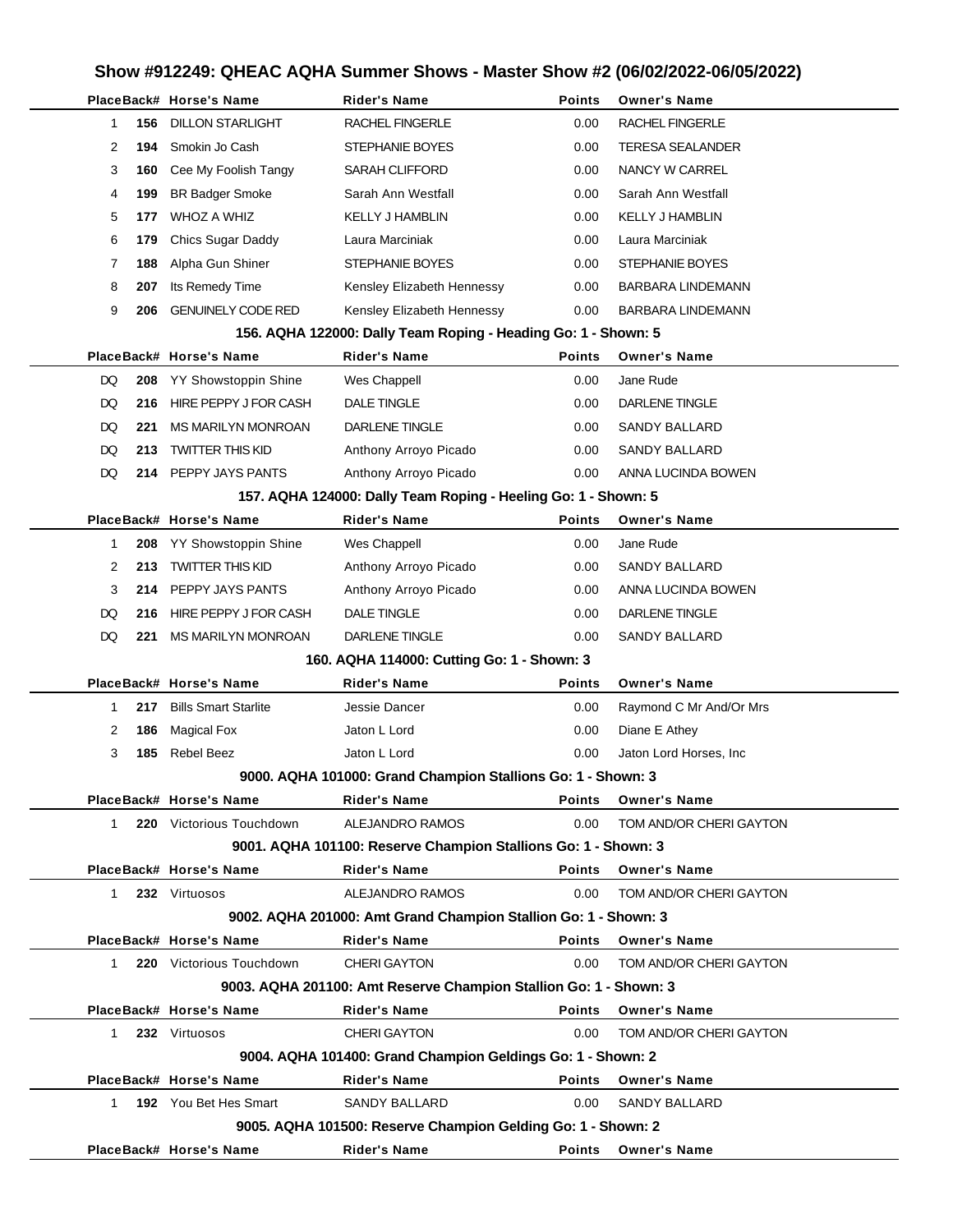# Show #912249: QHEAC AQHA Summer Shows - Master Show #2 (06/02/2022-06/05/2022)

| Place | Back# | Horse's Name | Rider's Name | Points | Owner's Name |
|---|---|---|---|---|---|
| 1 | 156 | DILLON STARLIGHT | RACHEL FINGERLE | 0.00 | RACHEL FINGERLE |
| 2 | 194 | Smokin Jo Cash | STEPHANIE BOYES | 0.00 | TERESA SEALANDER |
| 3 | 160 | Cee My Foolish Tangy | SARAH CLIFFORD | 0.00 | NANCY W CARREL |
| 4 | 199 | BR Badger Smoke | Sarah Ann Westfall | 0.00 | Sarah Ann Westfall |
| 5 | 177 | WHOZ A WHIZ | KELLY J HAMBLIN | 0.00 | KELLY J HAMBLIN |
| 6 | 179 | Chics Sugar Daddy | Laura Marciniak | 0.00 | Laura Marciniak |
| 7 | 188 | Alpha Gun Shiner | STEPHANIE BOYES | 0.00 | STEPHANIE BOYES |
| 8 | 207 | Its Remedy Time | Kensley Elizabeth Hennessy | 0.00 | BARBARA LINDEMANN |
| 9 | 206 | GENUINELY CODE RED | Kensley Elizabeth Hennessy | 0.00 | BARBARA LINDEMANN |

### 156. AQHA 122000: Dally Team Roping - Heading Go: 1 - Shown: 5

| Place | Back# | Horse's Name | Rider's Name | Points | Owner's Name |
|---|---|---|---|---|---|
| DQ | 208 | YY Showstoppin Shine | Wes Chappell | 0.00 | Jane Rude |
| DQ | 216 | HIRE PEPPY J FOR CASH | DALE TINGLE | 0.00 | DARLENE TINGLE |
| DQ | 221 | MS MARILYN MONROAN | DARLENE TINGLE | 0.00 | SANDY BALLARD |
| DQ | 213 | TWITTER THIS KID | Anthony Arroyo Picado | 0.00 | SANDY BALLARD |
| DQ | 214 | PEPPY JAYS PANTS | Anthony Arroyo Picado | 0.00 | ANNA LUCINDA BOWEN |

### 157. AQHA 124000: Dally Team Roping - Heeling Go: 1 - Shown: 5

| Place | Back# | Horse's Name | Rider's Name | Points | Owner's Name |
|---|---|---|---|---|---|
| 1 | 208 | YY Showstoppin Shine | Wes Chappell | 0.00 | Jane Rude |
| 2 | 213 | TWITTER THIS KID | Anthony Arroyo Picado | 0.00 | SANDY BALLARD |
| 3 | 214 | PEPPY JAYS PANTS | Anthony Arroyo Picado | 0.00 | ANNA LUCINDA BOWEN |
| DQ | 216 | HIRE PEPPY J FOR CASH | DALE TINGLE | 0.00 | DARLENE TINGLE |
| DQ | 221 | MS MARILYN MONROAN | DARLENE TINGLE | 0.00 | SANDY BALLARD |

### 160. AQHA 114000: Cutting Go: 1 - Shown: 3

| Place | Back# | Horse's Name | Rider's Name | Points | Owner's Name |
|---|---|---|---|---|---|
| 1 | 217 | Bills Smart Starlite | Jessie Dancer | 0.00 | Raymond C Mr And/Or Mrs |
| 2 | 186 | Magical Fox | Jaton L Lord | 0.00 | Diane E Athey |
| 3 | 185 | Rebel Beez | Jaton L Lord | 0.00 | Jaton Lord Horses, Inc |

### 9000. AQHA 101000: Grand Champion Stallions Go: 1 - Shown: 3

| Place | Back# | Horse's Name | Rider's Name | Points | Owner's Name |
|---|---|---|---|---|---|
| 1 | 220 | Victorious Touchdown | ALEJANDRO RAMOS | 0.00 | TOM AND/OR CHERI GAYTON |

### 9001. AQHA 101100: Reserve Champion Stallions Go: 1 - Shown: 3

| Place | Back# | Horse's Name | Rider's Name | Points | Owner's Name |
|---|---|---|---|---|---|
| 1 | 232 | Virtuosos | ALEJANDRO RAMOS | 0.00 | TOM AND/OR CHERI GAYTON |

### 9002. AQHA 201000: Amt Grand Champion Stallion Go: 1 - Shown: 3

| Place | Back# | Horse's Name | Rider's Name | Points | Owner's Name |
|---|---|---|---|---|---|
| 1 | 220 | Victorious Touchdown | CHERI GAYTON | 0.00 | TOM AND/OR CHERI GAYTON |

### 9003. AQHA 201100: Amt Reserve Champion Stallion Go: 1 - Shown: 3

| Place | Back# | Horse's Name | Rider's Name | Points | Owner's Name |
|---|---|---|---|---|---|
| 1 | 232 | Virtuosos | CHERI GAYTON | 0.00 | TOM AND/OR CHERI GAYTON |

### 9004. AQHA 101400: Grand Champion Geldings Go: 1 - Shown: 2

| Place | Back# | Horse's Name | Rider's Name | Points | Owner's Name |
|---|---|---|---|---|---|
| 1 | 192 | You Bet Hes Smart | SANDY BALLARD | 0.00 | SANDY BALLARD |

### 9005. AQHA 101500: Reserve Champion Gelding Go: 1 - Shown: 2

| Place | Back# | Horse's Name | Rider's Name | Points | Owner's Name |
|---|---|---|---|---|---|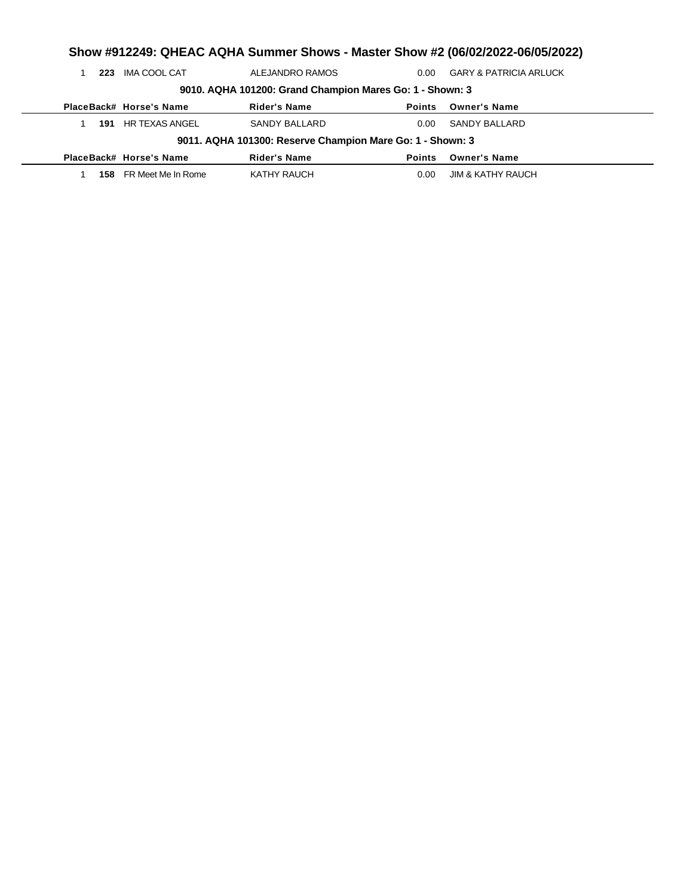## Show #912249: QHEAC AQHA Summer Shows - Master Show #2 (06/02/2022-06/05/2022)

| Place | Back# | Horse's Name | Rider's Name | Points | Owner's Name |
|---|---|---|---|---|---|
| 1 | **223** | IMA COOL CAT | ALEJANDRO RAMOS | 0.00 | GARY & PATRICIA ARLUCK |

### 9010. AQHA 101200: Grand Champion Mares Go: 1 - Shown: 3

| Place | Back# | Horse's Name | Rider's Name | Points | Owner's Name |
|---|---|---|---|---|---|
| 1 | **191** | HR TEXAS ANGEL | SANDY BALLARD | 0.00 | SANDY BALLARD |

### 9011. AQHA 101300: Reserve Champion Mare Go: 1 - Shown: 3

| Place | Back# | Horse's Name | Rider's Name | Points | Owner's Name |
|---|---|---|---|---|---|
| 1 | **158** | FR Meet Me In Rome | KATHY RAUCH | 0.00 | JIM & KATHY RAUCH |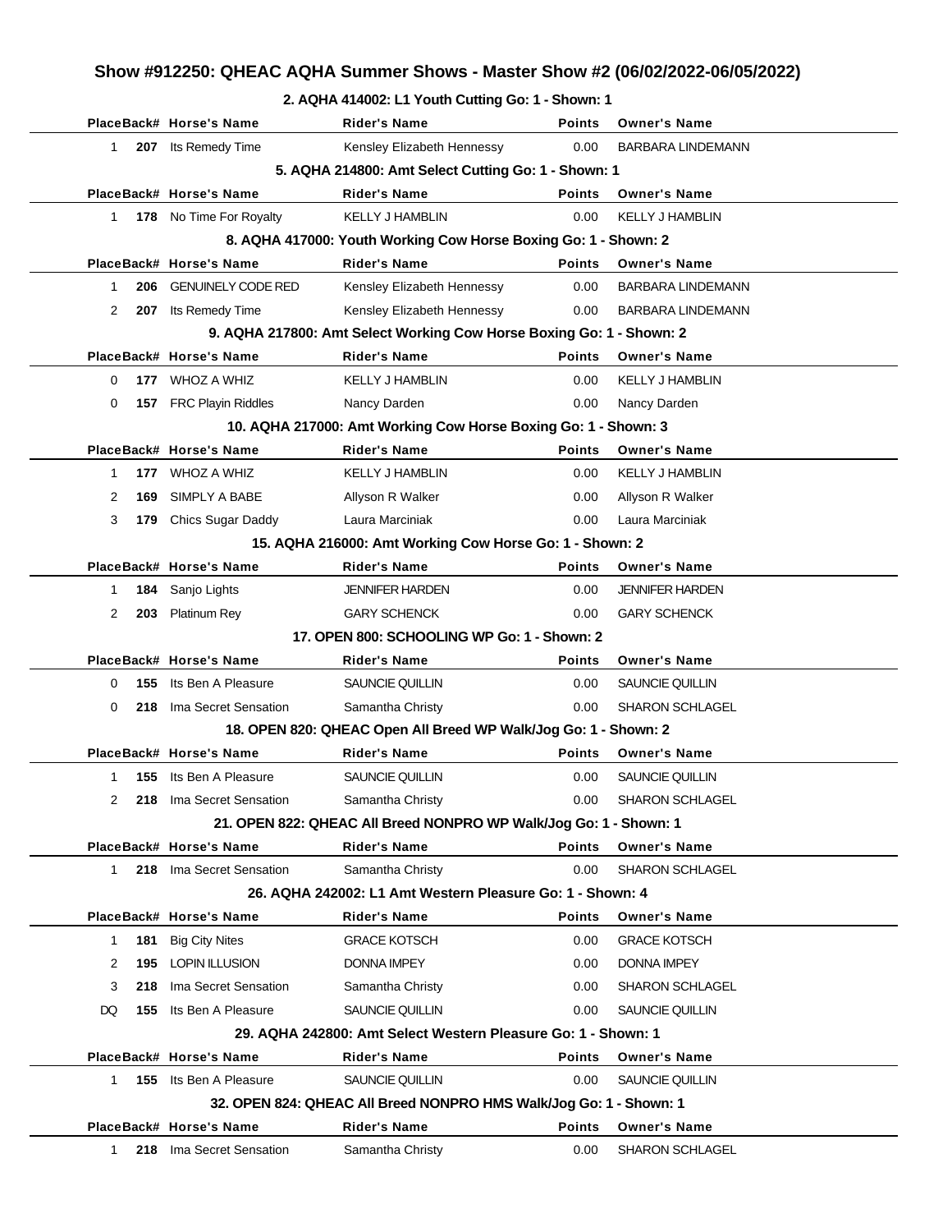## Show #912250: QHEAC AQHA Summer Shows - Master Show #2 (06/02/2022-06/05/2022)

### 2. AQHA 414002: L1 Youth Cutting Go: 1 - Shown: 1

| Place | Back# | Horse's Name | Rider's Name | Points | Owner's Name |
|---|---|---|---|---|---|
| 1 | 207 | Its Remedy Time | Kensley Elizabeth Hennessy | 0.00 | BARBARA LINDEMANN |

### 5. AQHA 214800: Amt Select Cutting Go: 1 - Shown: 1

| Place | Back# | Horse's Name | Rider's Name | Points | Owner's Name |
|---|---|---|---|---|---|
| 1 | 178 | No Time For Royalty | KELLY J HAMBLIN | 0.00 | KELLY J HAMBLIN |

### 8. AQHA 417000: Youth Working Cow Horse Boxing Go: 1 - Shown: 2

| Place | Back# | Horse's Name | Rider's Name | Points | Owner's Name |
|---|---|---|---|---|---|
| 1 | 206 | GENUINELY CODE RED | Kensley Elizabeth Hennessy | 0.00 | BARBARA LINDEMANN |
| 2 | 207 | Its Remedy Time | Kensley Elizabeth Hennessy | 0.00 | BARBARA LINDEMANN |

### 9. AQHA 217800: Amt Select Working Cow Horse Boxing Go: 1 - Shown: 2

| Place | Back# | Horse's Name | Rider's Name | Points | Owner's Name |
|---|---|---|---|---|---|
| 0 | 177 | WHOZ A WHIZ | KELLY J HAMBLIN | 0.00 | KELLY J HAMBLIN |
| 0 | 157 | FRC Playin Riddles | Nancy Darden | 0.00 | Nancy Darden |

### 10. AQHA 217000: Amt Working Cow Horse Boxing Go: 1 - Shown: 3

| Place | Back# | Horse's Name | Rider's Name | Points | Owner's Name |
|---|---|---|---|---|---|
| 1 | 177 | WHOZ A WHIZ | KELLY J HAMBLIN | 0.00 | KELLY J HAMBLIN |
| 2 | 169 | SIMPLY A BABE | Allyson R Walker | 0.00 | Allyson R Walker |
| 3 | 179 | Chics Sugar Daddy | Laura Marciniak | 0.00 | Laura Marciniak |

### 15. AQHA 216000: Amt Working Cow Horse Go: 1 - Shown: 2

| Place | Back# | Horse's Name | Rider's Name | Points | Owner's Name |
|---|---|---|---|---|---|
| 1 | 184 | Sanjo Lights | JENNIFER HARDEN | 0.00 | JENNIFER HARDEN |
| 2 | 203 | Platinum Rey | GARY SCHENCK | 0.00 | GARY SCHENCK |

### 17. OPEN 800: SCHOOLING WP Go: 1 - Shown: 2

| Place | Back# | Horse's Name | Rider's Name | Points | Owner's Name |
|---|---|---|---|---|---|
| 0 | 155 | Its Ben A Pleasure | SAUNCIE QUILLIN | 0.00 | SAUNCIE QUILLIN |
| 0 | 218 | Ima Secret Sensation | Samantha Christy | 0.00 | SHARON SCHLAGEL |

### 18. OPEN 820: QHEAC Open All Breed WP Walk/Jog Go: 1 - Shown: 2

| Place | Back# | Horse's Name | Rider's Name | Points | Owner's Name |
|---|---|---|---|---|---|
| 1 | 155 | Its Ben A Pleasure | SAUNCIE QUILLIN | 0.00 | SAUNCIE QUILLIN |
| 2 | 218 | Ima Secret Sensation | Samantha Christy | 0.00 | SHARON SCHLAGEL |

### 21. OPEN 822: QHEAC All Breed NONPRO WP Walk/Jog Go: 1 - Shown: 1

| Place | Back# | Horse's Name | Rider's Name | Points | Owner's Name |
|---|---|---|---|---|---|
| 1 | 218 | Ima Secret Sensation | Samantha Christy | 0.00 | SHARON SCHLAGEL |

### 26. AQHA 242002: L1 Amt Western Pleasure Go: 1 - Shown: 4

| Place | Back# | Horse's Name | Rider's Name | Points | Owner's Name |
|---|---|---|---|---|---|
| 1 | 181 | Big City Nites | GRACE KOTSCH | 0.00 | GRACE KOTSCH |
| 2 | 195 | LOPIN ILLUSION | DONNA IMPEY | 0.00 | DONNA IMPEY |
| 3 | 218 | Ima Secret Sensation | Samantha Christy | 0.00 | SHARON SCHLAGEL |
| DQ | 155 | Its Ben A Pleasure | SAUNCIE QUILLIN | 0.00 | SAUNCIE QUILLIN |

### 29. AQHA 242800: Amt Select Western Pleasure Go: 1 - Shown: 1

| Place | Back# | Horse's Name | Rider's Name | Points | Owner's Name |
|---|---|---|---|---|---|
| 1 | 155 | Its Ben A Pleasure | SAUNCIE QUILLIN | 0.00 | SAUNCIE QUILLIN |

### 32. OPEN 824: QHEAC All Breed NONPRO HMS Walk/Jog Go: 1 - Shown: 1

| Place | Back# | Horse's Name | Rider's Name | Points | Owner's Name |
|---|---|---|---|---|---|
| 1 | 218 | Ima Secret Sensation | Samantha Christy | 0.00 | SHARON SCHLAGEL |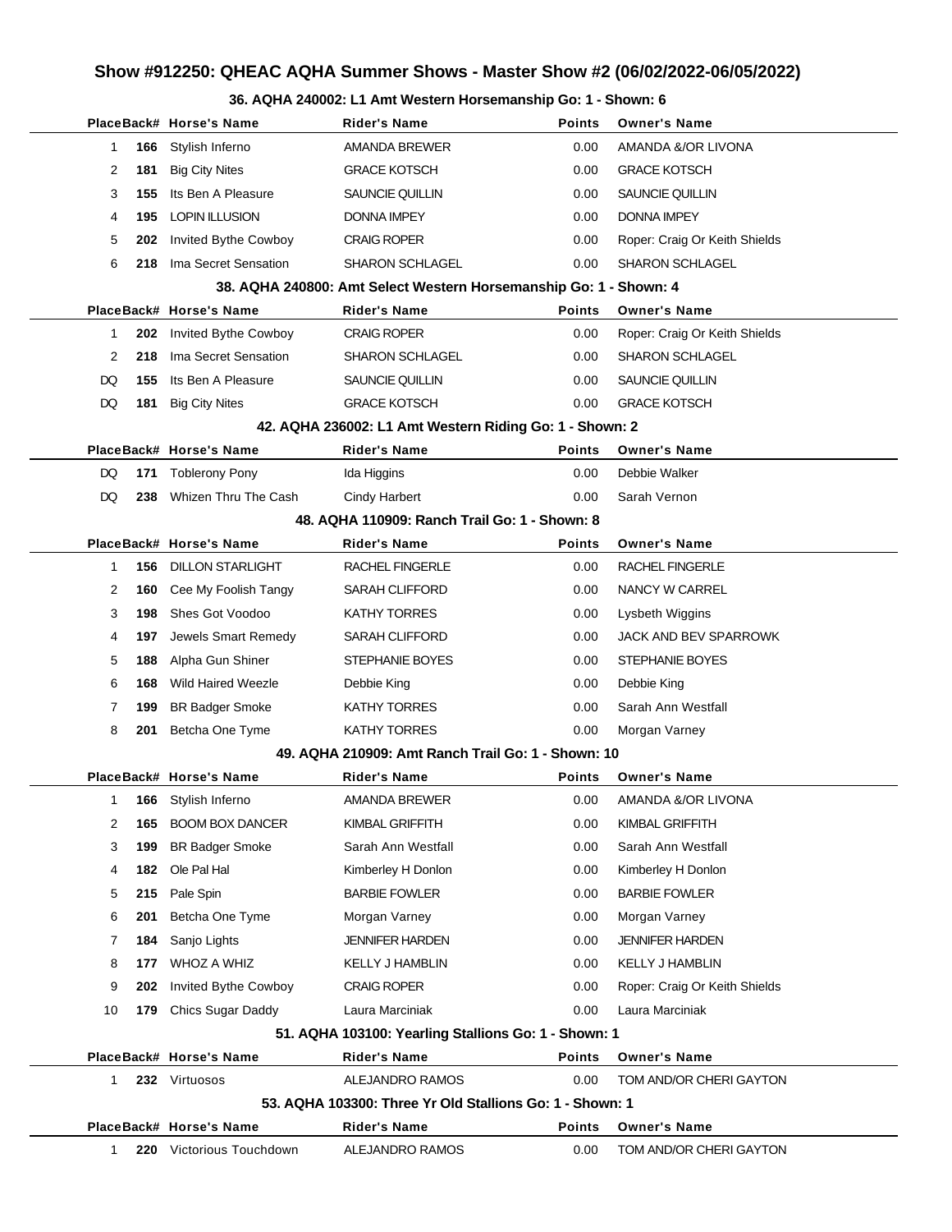# Show #912250: QHEAC AQHA Summer Shows - Master Show #2 (06/02/2022-06/05/2022)

### 36. AQHA 240002: L1 Amt Western Horsemanship Go: 1 - Shown: 6

| Place | Back# | Horse's Name | Rider's Name | Points | Owner's Name |
|---|---|---|---|---|---|
| 1 | 166 | Stylish Inferno | AMANDA BREWER | 0.00 | AMANDA &/OR LIVONA |
| 2 | 181 | Big City Nites | GRACE KOTSCH | 0.00 | GRACE KOTSCH |
| 3 | 155 | Its Ben A Pleasure | SAUNCIE QUILLIN | 0.00 | SAUNCIE QUILLIN |
| 4 | 195 | LOPIN ILLUSION | DONNA IMPEY | 0.00 | DONNA IMPEY |
| 5 | 202 | Invited Bythe Cowboy | CRAIG ROPER | 0.00 | Roper: Craig Or Keith Shields |
| 6 | 218 | Ima Secret Sensation | SHARON SCHLAGEL | 0.00 | SHARON SCHLAGEL |

### 38. AQHA 240800: Amt Select Western Horsemanship Go: 1 - Shown: 4

| Place | Back# | Horse's Name | Rider's Name | Points | Owner's Name |
|---|---|---|---|---|---|
| 1 | 202 | Invited Bythe Cowboy | CRAIG ROPER | 0.00 | Roper: Craig Or Keith Shields |
| 2 | 218 | Ima Secret Sensation | SHARON SCHLAGEL | 0.00 | SHARON SCHLAGEL |
| DQ | 155 | Its Ben A Pleasure | SAUNCIE QUILLIN | 0.00 | SAUNCIE QUILLIN |
| DQ | 181 | Big City Nites | GRACE KOTSCH | 0.00 | GRACE KOTSCH |

### 42. AQHA 236002: L1 Amt Western Riding Go: 1 - Shown: 2

| Place | Back# | Horse's Name | Rider's Name | Points | Owner's Name |
|---|---|---|---|---|---|
| DQ | 171 | Toblerony Pony | Ida Higgins | 0.00 | Debbie Walker |
| DQ | 238 | Whizen Thru The Cash | Cindy Harbert | 0.00 | Sarah Vernon |

### 48. AQHA 110909: Ranch Trail Go: 1 - Shown: 8

| Place | Back# | Horse's Name | Rider's Name | Points | Owner's Name |
|---|---|---|---|---|---|
| 1 | 156 | DILLON STARLIGHT | RACHEL FINGERLE | 0.00 | RACHEL FINGERLE |
| 2 | 160 | Cee My Foolish Tangy | SARAH CLIFFORD | 0.00 | NANCY W CARREL |
| 3 | 198 | Shes Got Voodoo | KATHY TORRES | 0.00 | Lysbeth Wiggins |
| 4 | 197 | Jewels Smart Remedy | SARAH CLIFFORD | 0.00 | JACK AND BEV SPARROWK |
| 5 | 188 | Alpha Gun Shiner | STEPHANIE BOYES | 0.00 | STEPHANIE BOYES |
| 6 | 168 | Wild Haired Weezle | Debbie King | 0.00 | Debbie King |
| 7 | 199 | BR Badger Smoke | KATHY TORRES | 0.00 | Sarah Ann Westfall |
| 8 | 201 | Betcha One Tyme | KATHY TORRES | 0.00 | Morgan Varney |

### 49. AQHA 210909: Amt Ranch Trail Go: 1 - Shown: 10

| Place | Back# | Horse's Name | Rider's Name | Points | Owner's Name |
|---|---|---|---|---|---|
| 1 | 166 | Stylish Inferno | AMANDA BREWER | 0.00 | AMANDA &/OR LIVONA |
| 2 | 165 | BOOM BOX DANCER | KIMBAL GRIFFITH | 0.00 | KIMBAL GRIFFITH |
| 3 | 199 | BR Badger Smoke | Sarah Ann Westfall | 0.00 | Sarah Ann Westfall |
| 4 | 182 | Ole Pal Hal | Kimberley H Donlon | 0.00 | Kimberley H Donlon |
| 5 | 215 | Pale Spin | BARBIE FOWLER | 0.00 | BARBIE FOWLER |
| 6 | 201 | Betcha One Tyme | Morgan Varney | 0.00 | Morgan Varney |
| 7 | 184 | Sanjo Lights | JENNIFER HARDEN | 0.00 | JENNIFER HARDEN |
| 8 | 177 | WHOZ A WHIZ | KELLY J HAMBLIN | 0.00 | KELLY J HAMBLIN |
| 9 | 202 | Invited Bythe Cowboy | CRAIG ROPER | 0.00 | Roper: Craig Or Keith Shields |
| 10 | 179 | Chics Sugar Daddy | Laura Marciniak | 0.00 | Laura Marciniak |

### 51. AQHA 103100: Yearling Stallions Go: 1 - Shown: 1

| Place | Back# | Horse's Name | Rider's Name | Points | Owner's Name |
|---|---|---|---|---|---|
| 1 | 232 | Virtuosos | ALEJANDRO RAMOS | 0.00 | TOM AND/OR CHERI GAYTON |

### 53. AQHA 103300: Three Yr Old Stallions Go: 1 - Shown: 1

| Place | Back# | Horse's Name | Rider's Name | Points | Owner's Name |
|---|---|---|---|---|---|
| 1 | 220 | Victorious Touchdown | ALEJANDRO RAMOS | 0.00 | TOM AND/OR CHERI GAYTON |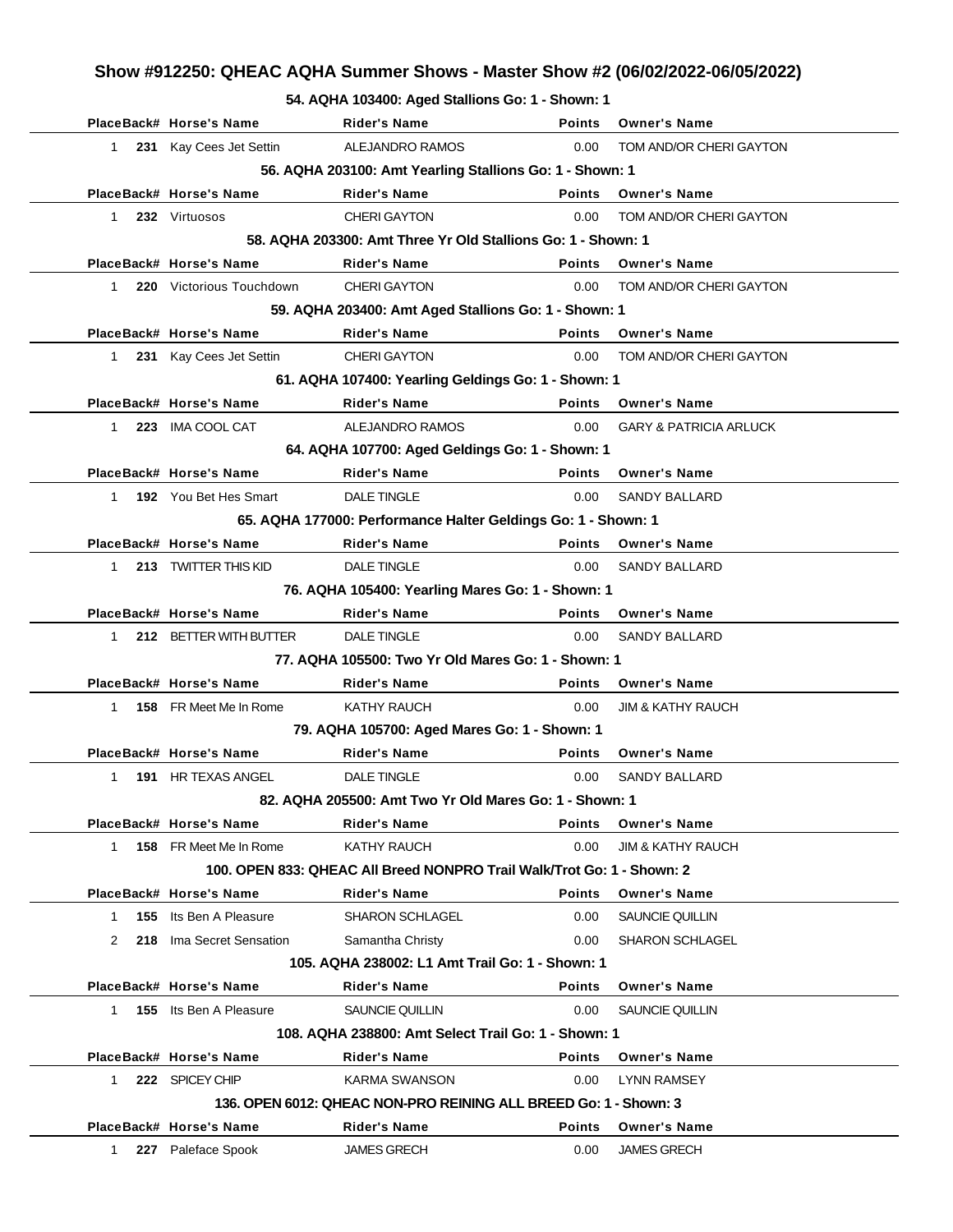## Show #912250: QHEAC AQHA Summer Shows - Master Show #2 (06/02/2022-06/05/2022)

### 54. AQHA 103400: Aged Stallions Go: 1 - Shown: 1

| Place | Back# | Horse's Name | Rider's Name | Points | Owner's Name |
|---|---|---|---|---|---|
| 1 | 231 | Kay Cees Jet Settin | ALEJANDRO RAMOS | 0.00 | TOM AND/OR CHERI GAYTON |

### 56. AQHA 203100: Amt Yearling Stallions Go: 1 - Shown: 1

| Place | Back# | Horse's Name | Rider's Name | Points | Owner's Name |
|---|---|---|---|---|---|
| 1 | 232 | Virtuosos | CHERI GAYTON | 0.00 | TOM AND/OR CHERI GAYTON |

### 58. AQHA 203300: Amt Three Yr Old Stallions Go: 1 - Shown: 1

| Place | Back# | Horse's Name | Rider's Name | Points | Owner's Name |
|---|---|---|---|---|---|
| 1 | 220 | Victorious Touchdown | CHERI GAYTON | 0.00 | TOM AND/OR CHERI GAYTON |

### 59. AQHA 203400: Amt Aged Stallions Go: 1 - Shown: 1

| Place | Back# | Horse's Name | Rider's Name | Points | Owner's Name |
|---|---|---|---|---|---|
| 1 | 231 | Kay Cees Jet Settin | CHERI GAYTON | 0.00 | TOM AND/OR CHERI GAYTON |

### 61. AQHA 107400: Yearling Geldings Go: 1 - Shown: 1

| Place | Back# | Horse's Name | Rider's Name | Points | Owner's Name |
|---|---|---|---|---|---|
| 1 | 223 | IMA COOL CAT | ALEJANDRO RAMOS | 0.00 | GARY & PATRICIA ARLUCK |

### 64. AQHA 107700: Aged Geldings Go: 1 - Shown: 1

| Place | Back# | Horse's Name | Rider's Name | Points | Owner's Name |
|---|---|---|---|---|---|
| 1 | 192 | You Bet Hes Smart | DALE TINGLE | 0.00 | SANDY BALLARD |

### 65. AQHA 177000: Performance Halter Geldings Go: 1 - Shown: 1

| Place | Back# | Horse's Name | Rider's Name | Points | Owner's Name |
|---|---|---|---|---|---|
| 1 | 213 | TWITTER THIS KID | DALE TINGLE | 0.00 | SANDY BALLARD |

### 76. AQHA 105400: Yearling Mares Go: 1 - Shown: 1

| Place | Back# | Horse's Name | Rider's Name | Points | Owner's Name |
|---|---|---|---|---|---|
| 1 | 212 | BETTER WITH BUTTER | DALE TINGLE | 0.00 | SANDY BALLARD |

### 77. AQHA 105500: Two Yr Old Mares Go: 1 - Shown: 1

| Place | Back# | Horse's Name | Rider's Name | Points | Owner's Name |
|---|---|---|---|---|---|
| 1 | 158 | FR Meet Me In Rome | KATHY RAUCH | 0.00 | JIM & KATHY RAUCH |

### 79. AQHA 105700: Aged Mares Go: 1 - Shown: 1

| Place | Back# | Horse's Name | Rider's Name | Points | Owner's Name |
|---|---|---|---|---|---|
| 1 | 191 | HR TEXAS ANGEL | DALE TINGLE | 0.00 | SANDY BALLARD |

### 82. AQHA 205500: Amt Two Yr Old Mares Go: 1 - Shown: 1

| Place | Back# | Horse's Name | Rider's Name | Points | Owner's Name |
|---|---|---|---|---|---|
| 1 | 158 | FR Meet Me In Rome | KATHY RAUCH | 0.00 | JIM & KATHY RAUCH |

### 100. OPEN 833: QHEAC All Breed NONPRO Trail Walk/Trot Go: 1 - Shown: 2

| Place | Back# | Horse's Name | Rider's Name | Points | Owner's Name |
|---|---|---|---|---|---|
| 1 | 155 | Its Ben A Pleasure | SHARON SCHLAGEL | 0.00 | SAUNCIE QUILLIN |
| 2 | 218 | Ima Secret Sensation | Samantha Christy | 0.00 | SHARON SCHLAGEL |

### 105. AQHA 238002: L1 Amt Trail Go: 1 - Shown: 1

| Place | Back# | Horse's Name | Rider's Name | Points | Owner's Name |
|---|---|---|---|---|---|
| 1 | 155 | Its Ben A Pleasure | SAUNCIE QUILLIN | 0.00 | SAUNCIE QUILLIN |

### 108. AQHA 238800: Amt Select Trail Go: 1 - Shown: 1

| Place | Back# | Horse's Name | Rider's Name | Points | Owner's Name |
|---|---|---|---|---|---|
| 1 | 222 | SPICEY CHIP | KARMA SWANSON | 0.00 | LYNN RAMSEY |

### 136. OPEN 6012: QHEAC NON-PRO REINING ALL BREED Go: 1 - Shown: 3

| Place | Back# | Horse's Name | Rider's Name | Points | Owner's Name |
|---|---|---|---|---|---|
| 1 | 227 | Paleface Spook | JAMES GRECH | 0.00 | JAMES GRECH |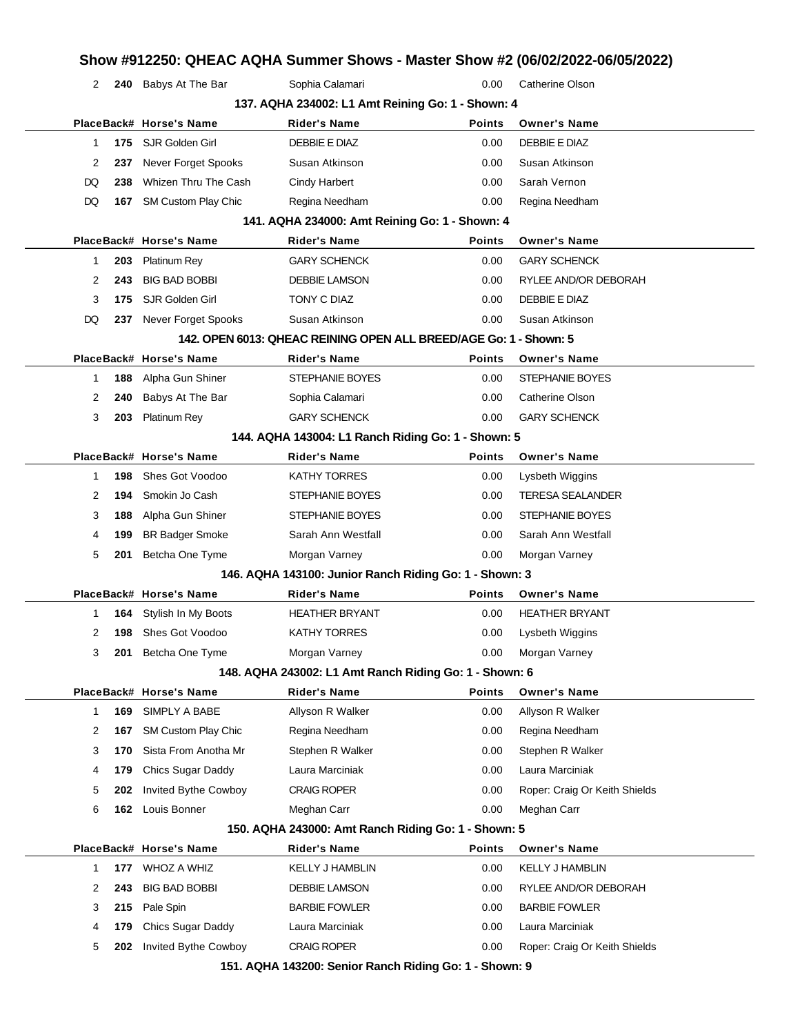## Show #912250: QHEAC AQHA Summer Shows - Master Show #2 (06/02/2022-06/05/2022)

| Place | Back# | Horse's Name | Rider's Name | Points | Owner's Name |
|---|---|---|---|---|---|
| 2 | **240** | Babys At The Bar | Sophia Calamari | 0.00 | Catherine Olson |

### 137. AQHA 234002: L1 Amt Reining Go: 1 - Shown: 4

| Place | Back# | Horse's Name | Rider's Name | Points | Owner's Name |
|---|---|---|---|---|---|
| 1 | **175** | SJR Golden Girl | DEBBIE E DIAZ | 0.00 | DEBBIE E DIAZ |
| 2 | **237** | Never Forget Spooks | Susan Atkinson | 0.00 | Susan Atkinson |
| DQ | **238** | Whizen Thru The Cash | Cindy Harbert | 0.00 | Sarah Vernon |
| DQ | **167** | SM Custom Play Chic | Regina Needham | 0.00 | Regina Needham |

### 141. AQHA 234000: Amt Reining Go: 1 - Shown: 4

| Place | Back# | Horse's Name | Rider's Name | Points | Owner's Name |
|---|---|---|---|---|---|
| 1 | **203** | Platinum Rey | GARY SCHENCK | 0.00 | GARY SCHENCK |
| 2 | **243** | BIG BAD BOBBI | DEBBIE LAMSON | 0.00 | RYLEE AND/OR DEBORAH |
| 3 | **175** | SJR Golden Girl | TONY C DIAZ | 0.00 | DEBBIE E DIAZ |
| DQ | **237** | Never Forget Spooks | Susan Atkinson | 0.00 | Susan Atkinson |

### 142. OPEN 6013: QHEAC REINING OPEN ALL BREED/AGE Go: 1 - Shown: 5

| Place | Back# | Horse's Name | Rider's Name | Points | Owner's Name |
|---|---|---|---|---|---|
| 1 | **188** | Alpha Gun Shiner | STEPHANIE BOYES | 0.00 | STEPHANIE BOYES |
| 2 | **240** | Babys At The Bar | Sophia Calamari | 0.00 | Catherine Olson |
| 3 | **203** | Platinum Rey | GARY SCHENCK | 0.00 | GARY SCHENCK |

### 144. AQHA 143004: L1 Ranch Riding Go: 1 - Shown: 5

| Place | Back# | Horse's Name | Rider's Name | Points | Owner's Name |
|---|---|---|---|---|---|
| 1 | **198** | Shes Got Voodoo | KATHY TORRES | 0.00 | Lysbeth Wiggins |
| 2 | **194** | Smokin Jo Cash | STEPHANIE BOYES | 0.00 | TERESA SEALANDER |
| 3 | **188** | Alpha Gun Shiner | STEPHANIE BOYES | 0.00 | STEPHANIE BOYES |
| 4 | **199** | BR Badger Smoke | Sarah Ann Westfall | 0.00 | Sarah Ann Westfall |
| 5 | **201** | Betcha One Tyme | Morgan Varney | 0.00 | Morgan Varney |

### 146. AQHA 143100: Junior Ranch Riding Go: 1 - Shown: 3

| Place | Back# | Horse's Name | Rider's Name | Points | Owner's Name |
|---|---|---|---|---|---|
| 1 | **164** | Stylish In My Boots | HEATHER BRYANT | 0.00 | HEATHER BRYANT |
| 2 | **198** | Shes Got Voodoo | KATHY TORRES | 0.00 | Lysbeth Wiggins |
| 3 | **201** | Betcha One Tyme | Morgan Varney | 0.00 | Morgan Varney |

### 148. AQHA 243002: L1 Amt Ranch Riding Go: 1 - Shown: 6

| Place | Back# | Horse's Name | Rider's Name | Points | Owner's Name |
|---|---|---|---|---|---|
| 1 | **169** | SIMPLY A BABE | Allyson R Walker | 0.00 | Allyson R Walker |
| 2 | **167** | SM Custom Play Chic | Regina Needham | 0.00 | Regina Needham |
| 3 | **170** | Sista From Anotha Mr | Stephen R Walker | 0.00 | Stephen R Walker |
| 4 | **179** | Chics Sugar Daddy | Laura Marciniak | 0.00 | Laura Marciniak |
| 5 | **202** | Invited Bythe Cowboy | CRAIG ROPER | 0.00 | Roper: Craig Or Keith Shields |
| 6 | **162** | Louis Bonner | Meghan Carr | 0.00 | Meghan Carr |

### 150. AQHA 243000: Amt Ranch Riding Go: 1 - Shown: 5

| Place | Back# | Horse's Name | Rider's Name | Points | Owner's Name |
|---|---|---|---|---|---|
| 1 | **177** | WHOZ A WHIZ | KELLY J HAMBLIN | 0.00 | KELLY J HAMBLIN |
| 2 | **243** | BIG BAD BOBBI | DEBBIE LAMSON | 0.00 | RYLEE AND/OR DEBORAH |
| 3 | **215** | Pale Spin | BARBIE FOWLER | 0.00 | BARBIE FOWLER |
| 4 | **179** | Chics Sugar Daddy | Laura Marciniak | 0.00 | Laura Marciniak |
| 5 | **202** | Invited Bythe Cowboy | CRAIG ROPER | 0.00 | Roper: Craig Or Keith Shields |

### 151. AQHA 143200: Senior Ranch Riding Go: 1 - Shown: 9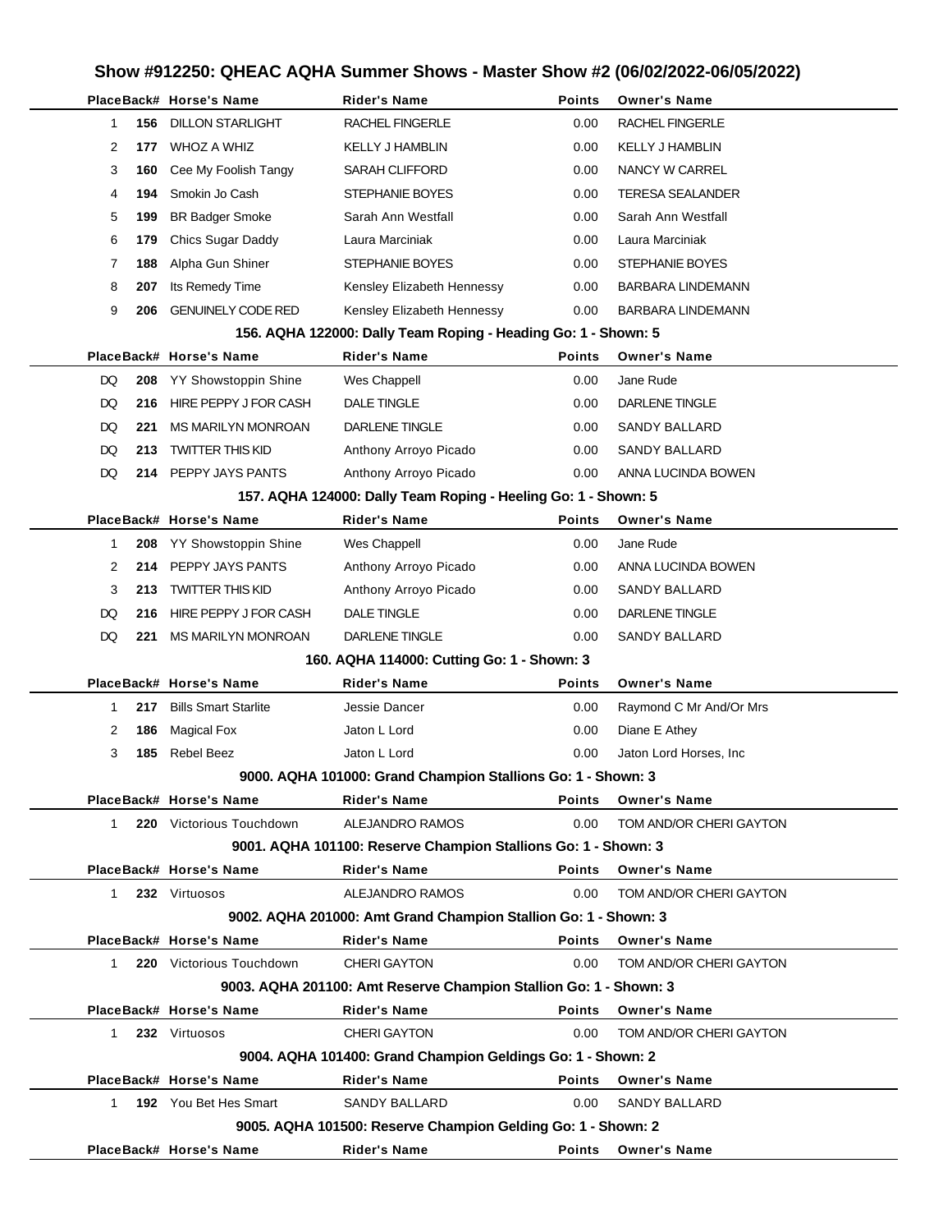# Show #912250: QHEAC AQHA Summer Shows - Master Show #2 (06/02/2022-06/05/2022)

| Place | Back# | Horse's Name | Rider's Name | Points | Owner's Name |
|---|---|---|---|---|---|
| 1 | 156 | DILLON STARLIGHT | RACHEL FINGERLE | 0.00 | RACHEL FINGERLE |
| 2 | 177 | WHOZ A WHIZ | KELLY J HAMBLIN | 0.00 | KELLY J HAMBLIN |
| 3 | 160 | Cee My Foolish Tangy | SARAH CLIFFORD | 0.00 | NANCY W CARREL |
| 4 | 194 | Smokin Jo Cash | STEPHANIE BOYES | 0.00 | TERESA SEALANDER |
| 5 | 199 | BR Badger Smoke | Sarah Ann Westfall | 0.00 | Sarah Ann Westfall |
| 6 | 179 | Chics Sugar Daddy | Laura Marciniak | 0.00 | Laura Marciniak |
| 7 | 188 | Alpha Gun Shiner | STEPHANIE BOYES | 0.00 | STEPHANIE BOYES |
| 8 | 207 | Its Remedy Time | Kensley Elizabeth Hennessy | 0.00 | BARBARA LINDEMANN |
| 9 | 206 | GENUINELY CODE RED | Kensley Elizabeth Hennessy | 0.00 | BARBARA LINDEMANN |

### 156. AQHA 122000: Dally Team Roping - Heading Go: 1 - Shown: 5

| Place | Back# | Horse's Name | Rider's Name | Points | Owner's Name |
|---|---|---|---|---|---|
| DQ | 208 | YY Showstoppin Shine | Wes Chappell | 0.00 | Jane Rude |
| DQ | 216 | HIRE PEPPY J FOR CASH | DALE TINGLE | 0.00 | DARLENE TINGLE |
| DQ | 221 | MS MARILYN MONROAN | DARLENE TINGLE | 0.00 | SANDY BALLARD |
| DQ | 213 | TWITTER THIS KID | Anthony Arroyo Picado | 0.00 | SANDY BALLARD |
| DQ | 214 | PEPPY JAYS PANTS | Anthony Arroyo Picado | 0.00 | ANNA LUCINDA BOWEN |

### 157. AQHA 124000: Dally Team Roping - Heeling Go: 1 - Shown: 5

| Place | Back# | Horse's Name | Rider's Name | Points | Owner's Name |
|---|---|---|---|---|---|
| 1 | 208 | YY Showstoppin Shine | Wes Chappell | 0.00 | Jane Rude |
| 2 | 214 | PEPPY JAYS PANTS | Anthony Arroyo Picado | 0.00 | ANNA LUCINDA BOWEN |
| 3 | 213 | TWITTER THIS KID | Anthony Arroyo Picado | 0.00 | SANDY BALLARD |
| DQ | 216 | HIRE PEPPY J FOR CASH | DALE TINGLE | 0.00 | DARLENE TINGLE |
| DQ | 221 | MS MARILYN MONROAN | DARLENE TINGLE | 0.00 | SANDY BALLARD |

### 160. AQHA 114000: Cutting Go: 1 - Shown: 3

| Place | Back# | Horse's Name | Rider's Name | Points | Owner's Name |
|---|---|---|---|---|---|
| 1 | 217 | Bills Smart Starlite | Jessie Dancer | 0.00 | Raymond C Mr And/Or Mrs |
| 2 | 186 | Magical Fox | Jaton L Lord | 0.00 | Diane E Athey |
| 3 | 185 | Rebel Beez | Jaton L Lord | 0.00 | Jaton Lord Horses, Inc |

### 9000. AQHA 101000: Grand Champion Stallions Go: 1 - Shown: 3

| Place | Back# | Horse's Name | Rider's Name | Points | Owner's Name |
|---|---|---|---|---|---|
| 1 | 220 | Victorious Touchdown | ALEJANDRO RAMOS | 0.00 | TOM AND/OR CHERI GAYTON |

### 9001. AQHA 101100: Reserve Champion Stallions Go: 1 - Shown: 3

| Place | Back# | Horse's Name | Rider's Name | Points | Owner's Name |
|---|---|---|---|---|---|
| 1 | 232 | Virtuosos | ALEJANDRO RAMOS | 0.00 | TOM AND/OR CHERI GAYTON |

### 9002. AQHA 201000: Amt Grand Champion Stallion Go: 1 - Shown: 3

| Place | Back# | Horse's Name | Rider's Name | Points | Owner's Name |
|---|---|---|---|---|---|
| 1 | 220 | Victorious Touchdown | CHERI GAYTON | 0.00 | TOM AND/OR CHERI GAYTON |

### 9003. AQHA 201100: Amt Reserve Champion Stallion Go: 1 - Shown: 3

| Place | Back# | Horse's Name | Rider's Name | Points | Owner's Name |
|---|---|---|---|---|---|
| 1 | 232 | Virtuosos | CHERI GAYTON | 0.00 | TOM AND/OR CHERI GAYTON |

### 9004. AQHA 101400: Grand Champion Geldings Go: 1 - Shown: 2

| Place | Back# | Horse's Name | Rider's Name | Points | Owner's Name |
|---|---|---|---|---|---|
| 1 | 192 | You Bet Hes Smart | SANDY BALLARD | 0.00 | SANDY BALLARD |

### 9005. AQHA 101500: Reserve Champion Gelding Go: 1 - Shown: 2

| Place | Back# | Horse's Name | Rider's Name | Points | Owner's Name |
|---|---|---|---|---|---|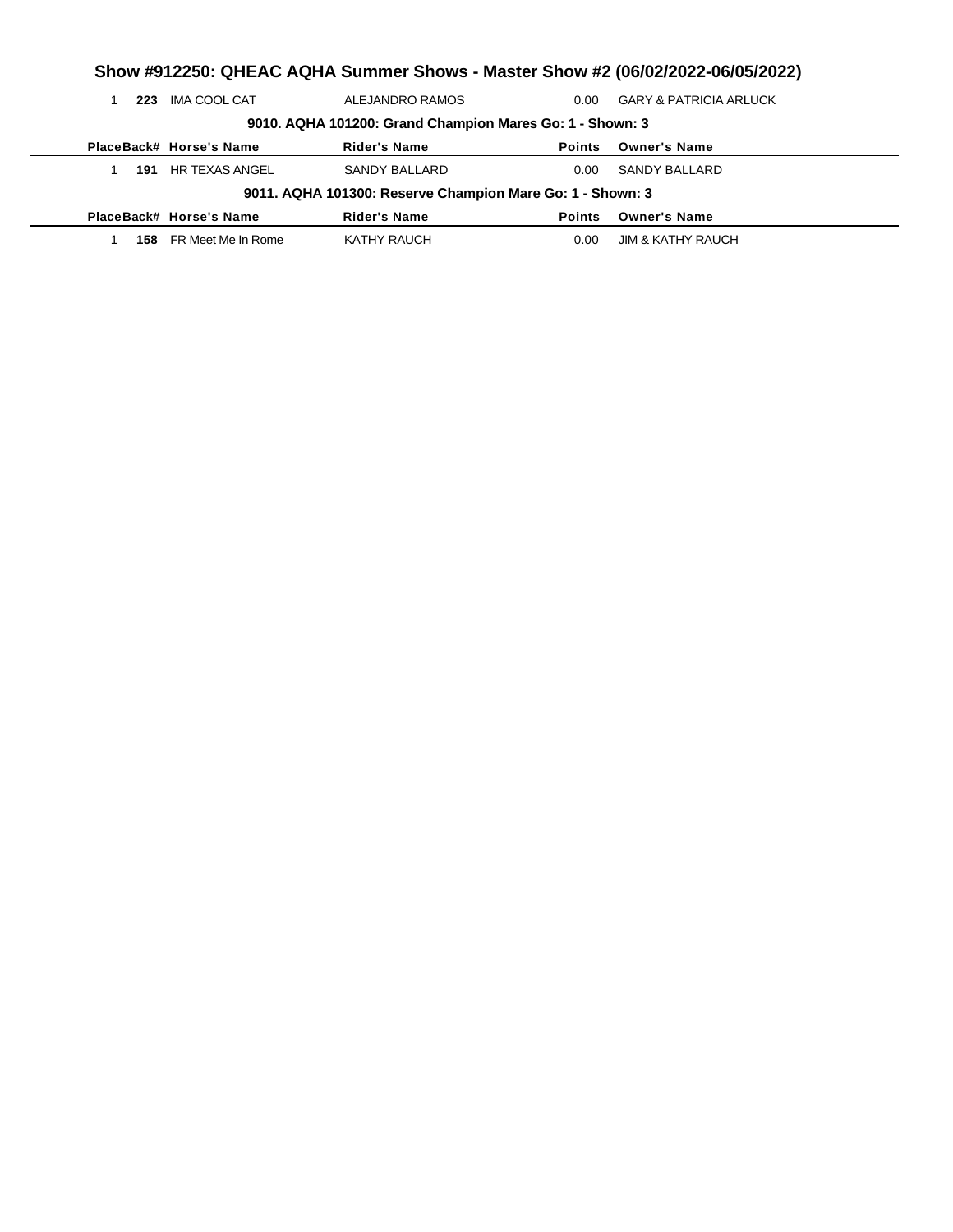## Show #912250: QHEAC AQHA Summer Shows - Master Show #2 (06/02/2022-06/05/2022)

| | | | | | |
|---|---|---|---|---|---|
| 1 | **223** | IMA COOL CAT | ALEJANDRO RAMOS | 0.00 | GARY & PATRICIA ARLUCK |

### 9010. AQHA 101200: Grand Champion Mares Go: 1 - Shown: 3

| Place | Back# | Horse's Name | Rider's Name | Points | Owner's Name |
|---|---|---|---|---|---|
| 1 | **191** | HR TEXAS ANGEL | SANDY BALLARD | 0.00 | SANDY BALLARD |

### 9011. AQHA 101300: Reserve Champion Mare Go: 1 - Shown: 3

| Place | Back# | Horse's Name | Rider's Name | Points | Owner's Name |
|---|---|---|---|---|---|
| 1 | **158** | FR Meet Me In Rome | KATHY RAUCH | 0.00 | JIM & KATHY RAUCH |